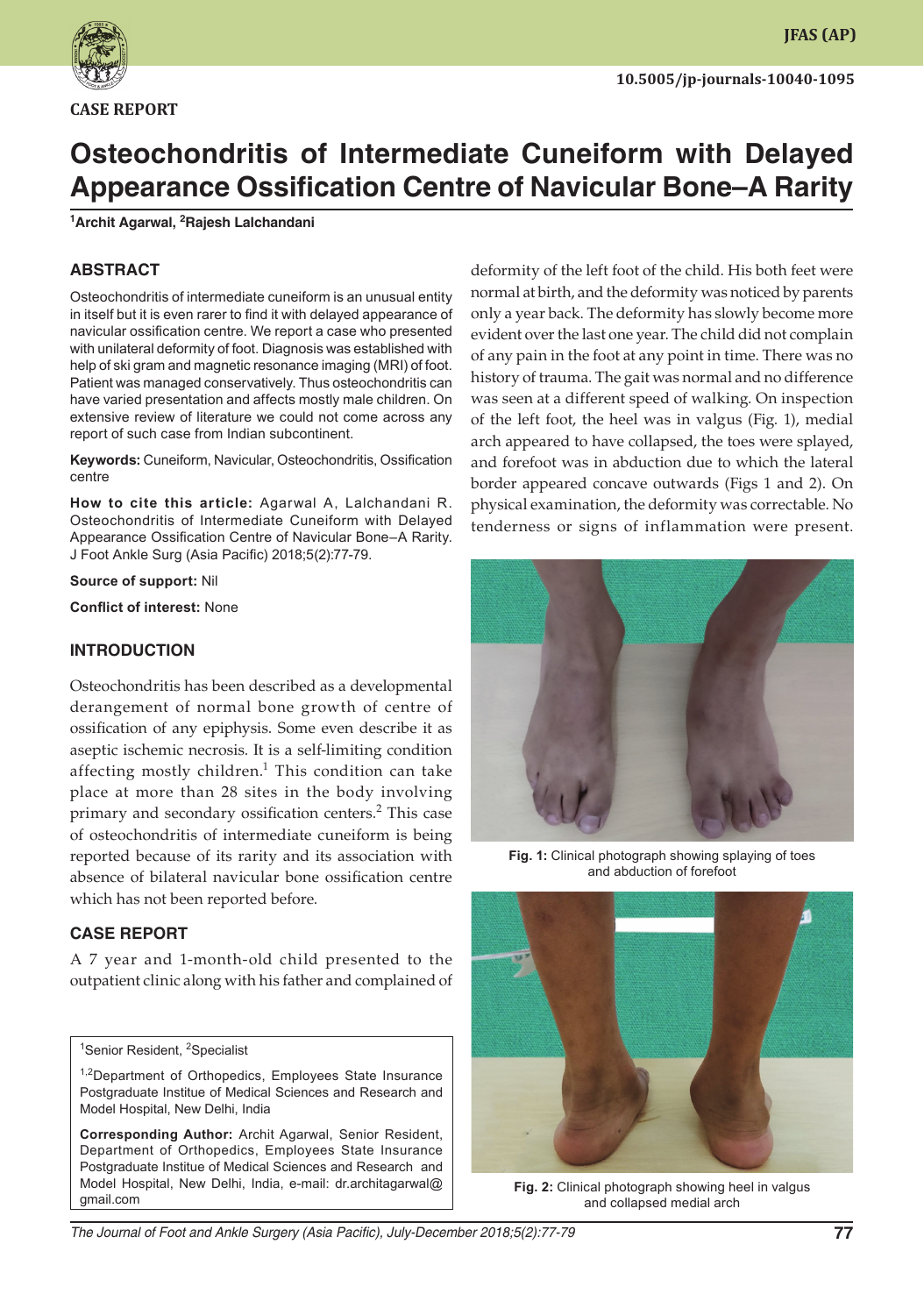CASE REPORT

# Osteochondritis of Intermediate Cuneiform with Delayed Appearance Ossification Centre of Navicular Bone–A Rarity

[1]Archit Agarwal, [2]Rajesh Lalchandani

## ABSTRACT

Osteochondritis of intermediate cuneiform is an unusual entity in itself but it is even rarer to find it with delayed appearance of navicular ossification centre. We report a case who presented with unilateral deformity of foot. Diagnosis was established with help of ski gram and magnetic resonance imaging (MRI) of foot. Patient was managed conservatively. Thus osteochondritis can have varied presentation and affects mostly male children. On extensive review of literature we could not come across any report of such case from Indian subcontinent.

**Keywords:** Cuneiform, Navicular, Osteochondritis, Ossification centre

**How to cite this article:** Agarwal A, Lalchandani R. Osteochondritis of Intermediate Cuneiform with Delayed Appearance Ossification Centre of Navicular Bone–A Rarity. J Foot Ankle Surg (Asia Pacific) 2018;5(2):77-79.

**Source of support:** Nil

**Conflict of interest:** None

## INTRODUCTION

Osteochondritis has been described as a developmental derangement of normal bone growth of centre of ossification of any epiphysis. Some even describe it as aseptic ischemic necrosis. It is a self-limiting condition affecting mostly children.[1] This condition can take place at more than 28 sites in the body involving primary and secondary ossification centers.[2] This case of osteochondritis of intermediate cuneiform is being reported because of its rarity and its association with absence of bilateral navicular bone ossification centre which has not been reported before.

## CASE REPORT

A 7 year and 1-month-old child presented to the outpatient clinic along with his father and complained of deformity of the left foot of the child. His both feet were normal at birth, and the deformity was noticed by parents only a year back. The deformity has slowly become more evident over the last one year. The child did not complain of any pain in the foot at any point in time. There was no history of trauma. The gait was normal and no difference was seen at a different speed of walking. On inspection of the left foot, the heel was in valgus (Fig. 1), medial arch appeared to have collapsed, the toes were splayed, and forefoot was in abduction due to which the lateral border appeared concave outwards (Figs 1 and 2). On physical examination, the deformity was correctable. No tenderness or signs of inflammation were present.

**Fig. 1:** Clinical photograph showing splaying of toes and abduction of forefoot

**Fig. 2:** Clinical photograph showing heel in valgus and collapsed medial arch

---

[1]Senior Resident, [2]Specialist

[1,2]Department of Orthopedics, Employees State Insurance Postgraduate Institue of Medical Sciences and Research and Model Hospital, New Delhi, India

**Corresponding Author:** Archit Agarwal, Senior Resident, Department of Orthopedics, Employees State Insurance Postgraduate Institue of Medical Sciences and Research and Model Hospital, New Delhi, India, e-mail: dr.architagarwal@gmail.com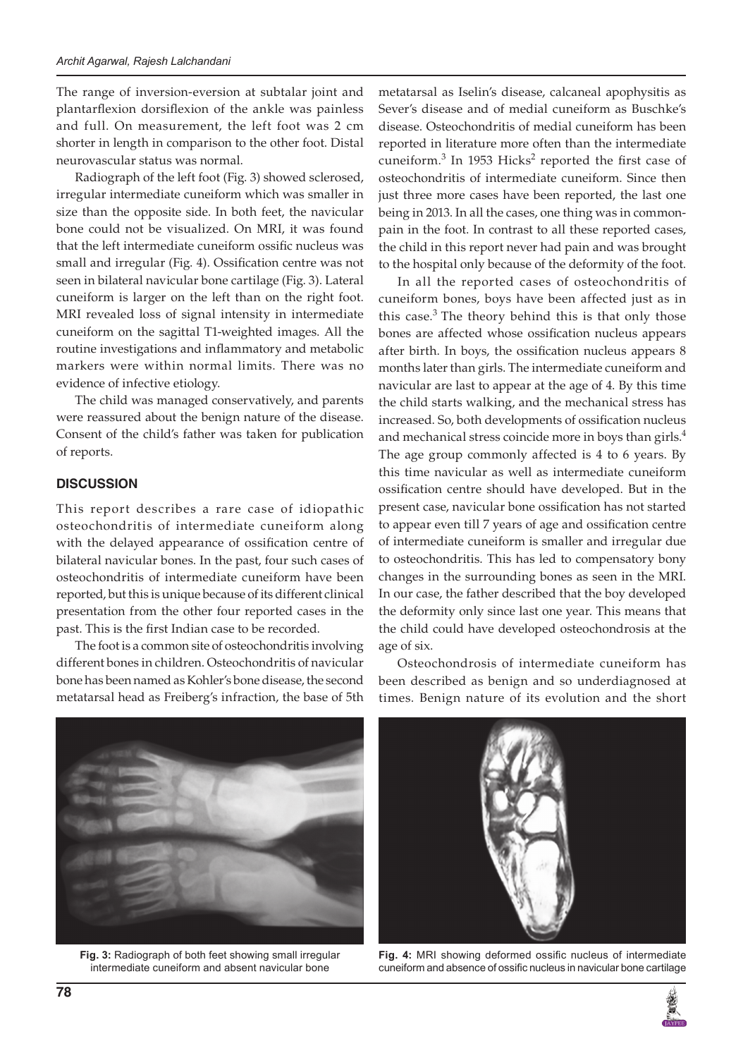The range of inversion-eversion at subtalar joint and plantarflexion dorsiflexion of the ankle was painless and full. On measurement, the left foot was 2 cm shorter in length in comparison to the other foot. Distal neurovascular status was normal.

Radiograph of the left foot (Fig. 3) showed sclerosed, irregular intermediate cuneiform which was smaller in size than the opposite side. In both feet, the navicular bone could not be visualized. On MRI, it was found that the left intermediate cuneiform ossific nucleus was small and irregular (Fig. 4). Ossification centre was not seen in bilateral navicular bone cartilage (Fig. 3). Lateral cuneiform is larger on the left than on the right foot. MRI revealed loss of signal intensity in intermediate cuneiform on the sagittal T1-weighted images. All the routine investigations and inflammatory and metabolic markers were within normal limits. There was no evidence of infective etiology.

The child was managed conservatively, and parents were reassured about the benign nature of the disease. Consent of the child's father was taken for publication of reports.

## DISCUSSION

This report describes a rare case of idiopathic osteochondritis of intermediate cuneiform along with the delayed appearance of ossification centre of bilateral navicular bones. In the past, four such cases of osteochondritis of intermediate cuneiform have been reported, but this is unique because of its different clinical presentation from the other four reported cases in the past. This is the first Indian case to be recorded.

The foot is a common site of osteochondritis involving different bones in children. Osteochondritis of navicular bone has been named as Kohler's bone disease, the second metatarsal head as Freiberg's infraction, the base of 5th metatarsal as Iselin's disease, calcaneal apophysitis as Sever's disease and of medial cuneiform as Buschke's disease. Osteochondritis of medial cuneiform has been reported in literature more often than the intermediate cuneiform.[3] In 1953 Hicks[2] reported the first case of osteochondritis of intermediate cuneiform. Since then just three more cases have been reported, the last one being in 2013. In all the cases, one thing was in common-pain in the foot. In contrast to all these reported cases, the child in this report never had pain and was brought to the hospital only because of the deformity of the foot.

In all the reported cases of osteochondritis of cuneiform bones, boys have been affected just as in this case.[3] The theory behind this is that only those bones are affected whose ossification nucleus appears after birth. In boys, the ossification nucleus appears 8 months later than girls. The intermediate cuneiform and navicular are last to appear at the age of 4. By this time the child starts walking, and the mechanical stress has increased. So, both developments of ossification nucleus and mechanical stress coincide more in boys than girls.[4] The age group commonly affected is 4 to 6 years. By this time navicular as well as intermediate cuneiform ossification centre should have developed. But in the present case, navicular bone ossification has not started to appear even till 7 years of age and ossification centre of intermediate cuneiform is smaller and irregular due to osteochondritis. This has led to compensatory bony changes in the surrounding bones as seen in the MRI. In our case, the father described that the boy developed the deformity only since last one year. This means that the child could have developed osteochondrosis at the age of six.

Osteochondrosis of intermediate cuneiform has been described as benign and so underdiagnosed at times. Benign nature of its evolution and the short

**Fig. 3:** Radiograph of both feet showing small irregular intermediate cuneiform and absent navicular bone

**Fig. 4:** MRI showing deformed ossific nucleus of intermediate cuneiform and absence of ossific nucleus in navicular bone cartilage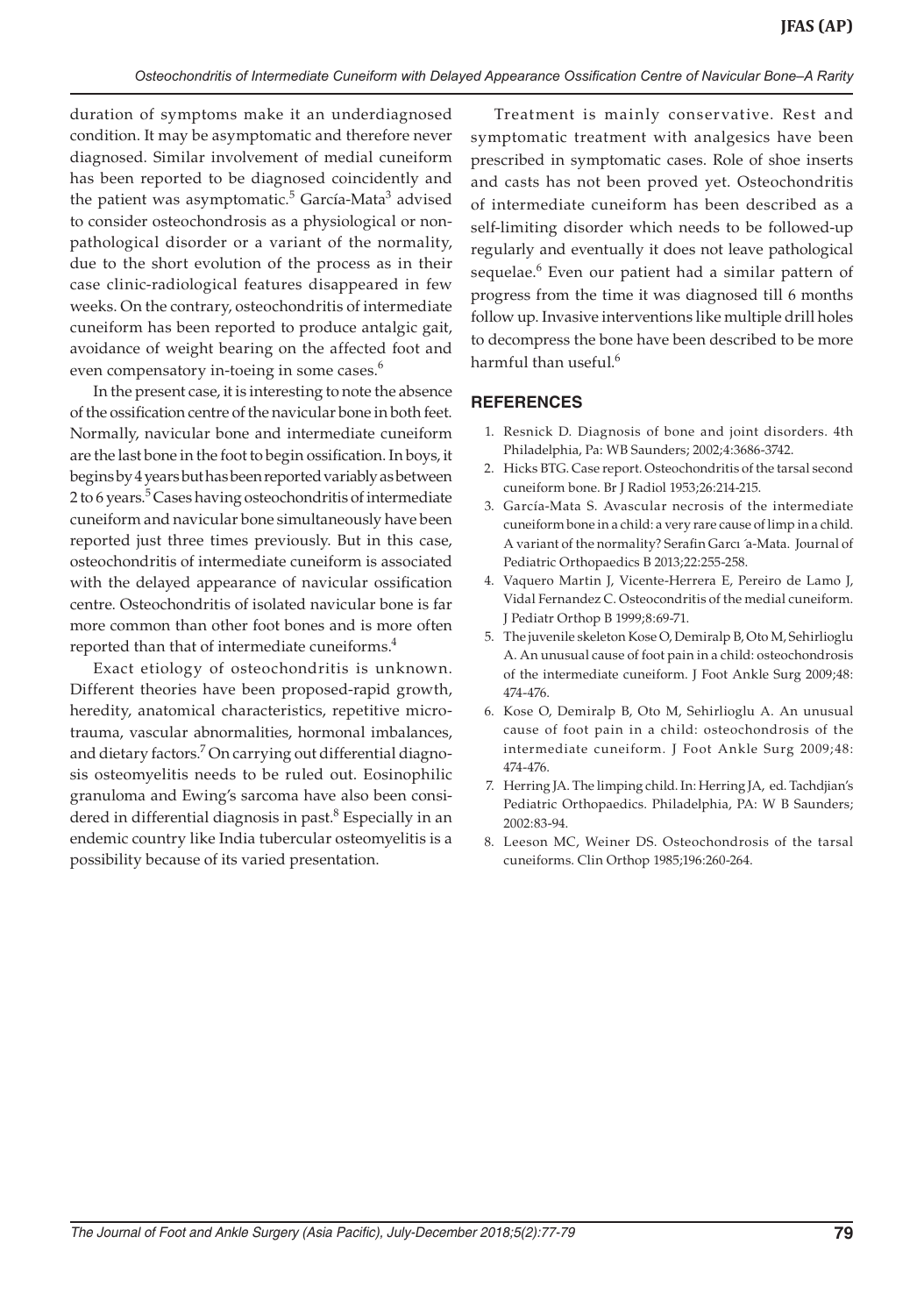duration of symptoms make it an underdiagnosed condition. It may be asymptomatic and therefore never diagnosed. Similar involvement of medial cuneiform has been reported to be diagnosed coincidently and the patient was asymptomatic.[5] García-Mata[3] advised to consider osteochondrosis as a physiological or non-pathological disorder or a variant of the normality, due to the short evolution of the process as in their case clinic-radiological features disappeared in few weeks. On the contrary, osteochondritis of intermediate cuneiform has been reported to produce antalgic gait, avoidance of weight bearing on the affected foot and even compensatory in-toeing in some cases.[6]

In the present case, it is interesting to note the absence of the ossification centre of the navicular bone in both feet. Normally, navicular bone and intermediate cuneiform are the last bone in the foot to begin ossification. In boys, it begins by 4 years but has been reported variably as between 2 to 6 years.[5] Cases having osteochondritis of intermediate cuneiform and navicular bone simultaneously have been reported just three times previously. But in this case, osteochondritis of intermediate cuneiform is associated with the delayed appearance of navicular ossification centre. Osteochondritis of isolated navicular bone is far more common than other foot bones and is more often reported than that of intermediate cuneiforms.[4]

Exact etiology of osteochondritis is unknown. Different theories have been proposed-rapid growth, heredity, anatomical characteristics, repetitive micro-trauma, vascular abnormalities, hormonal imbalances, and dietary factors.[7] On carrying out differential diagnosis osteomyelitis needs to be ruled out. Eosinophilic granuloma and Ewing's sarcoma have also been considered in differential diagnosis in past.[8] Especially in an endemic country like India tubercular osteomyelitis is a possibility because of its varied presentation.

Treatment is mainly conservative. Rest and symptomatic treatment with analgesics have been prescribed in symptomatic cases. Role of shoe inserts and casts has not been proved yet. Osteochondritis of intermediate cuneiform has been described as a self-limiting disorder which needs to be followed-up regularly and eventually it does not leave pathological sequelae.[6] Even our patient had a similar pattern of progress from the time it was diagnosed till 6 months follow up. Invasive interventions like multiple drill holes to decompress the bone have been described to be more harmful than useful.[6]

## REFERENCES

1. Resnick D. Diagnosis of bone and joint disorders. 4th Philadelphia, Pa: WB Saunders; 2002;4:3686-3742.
2. Hicks BTG. Case report. Osteochondritis of the tarsal second cuneiform bone. Br J Radiol 1953;26:214-215.
3. García-Mata S. Avascular necrosis of the intermediate cuneiform bone in a child: a very rare cause of limp in a child. A variant of the normality? Serafin Garcı ´a-Mata. Journal of Pediatric Orthopaedics B 2013;22:255-258.
4. Vaquero Martin J, Vicente-Herrera E, Pereiro de Lamo J, Vidal Fernandez C. Osteocondritis of the medial cuneiform. J Pediatr Orthop B 1999;8:69-71.
5. The juvenile skeleton Kose O, Demiralp B, Oto M, Sehirlioglu A. An unusual cause of foot pain in a child: osteochondrosis of the intermediate cuneiform. J Foot Ankle Surg 2009;48: 474-476.
6. Kose O, Demiralp B, Oto M, Sehirlioglu A. An unusual cause of foot pain in a child: osteochondrosis of the intermediate cuneiform. J Foot Ankle Surg 2009;48: 474-476.
7. Herring JA. The limping child. In: Herring JA, ed. Tachdjian's Pediatric Orthopaedics. Philadelphia, PA: W B Saunders; 2002:83-94.
8. Leeson MC, Weiner DS. Osteochondrosis of the tarsal cuneiforms. Clin Orthop 1985;196:260-264.